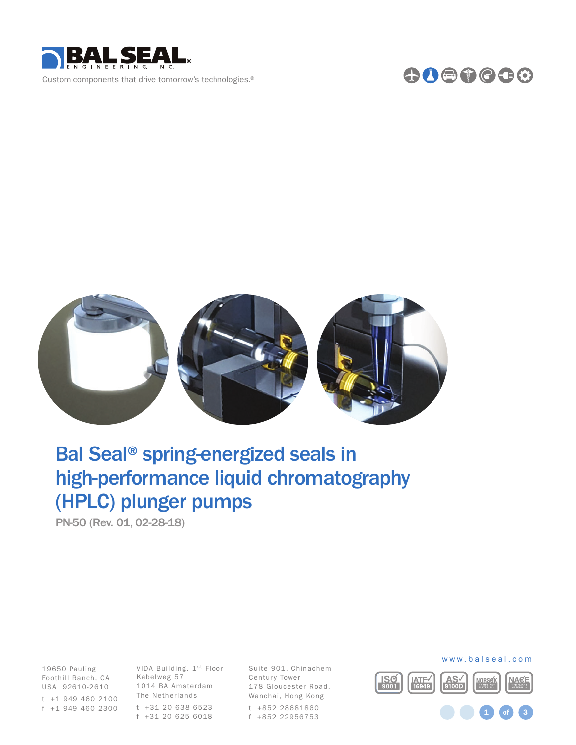Custom components that drive tomorrow's technologies.®

# Bal Seal® spring-energized seals in high-performance liquid chromatography (HPLC) plunger pumps

PN-50 (Rev. 01, 02-28-18)

19650 Pauling
Foothill Ranch, CA
USA 92610-2610
t +1 949 460 2100
f +1 949 460 2300

VIDA Building, 1st Floor
Kabelweg 57
1014 BA Amsterdam
The Netherlands
t +31 20 638 6523
f +31 20 625 6018

Suite 901, Chinachem
Century Tower
178 Gloucester Road,
Wanchai, Hong Kong
t +852 28681860
f +852 22956753

www.balseal.com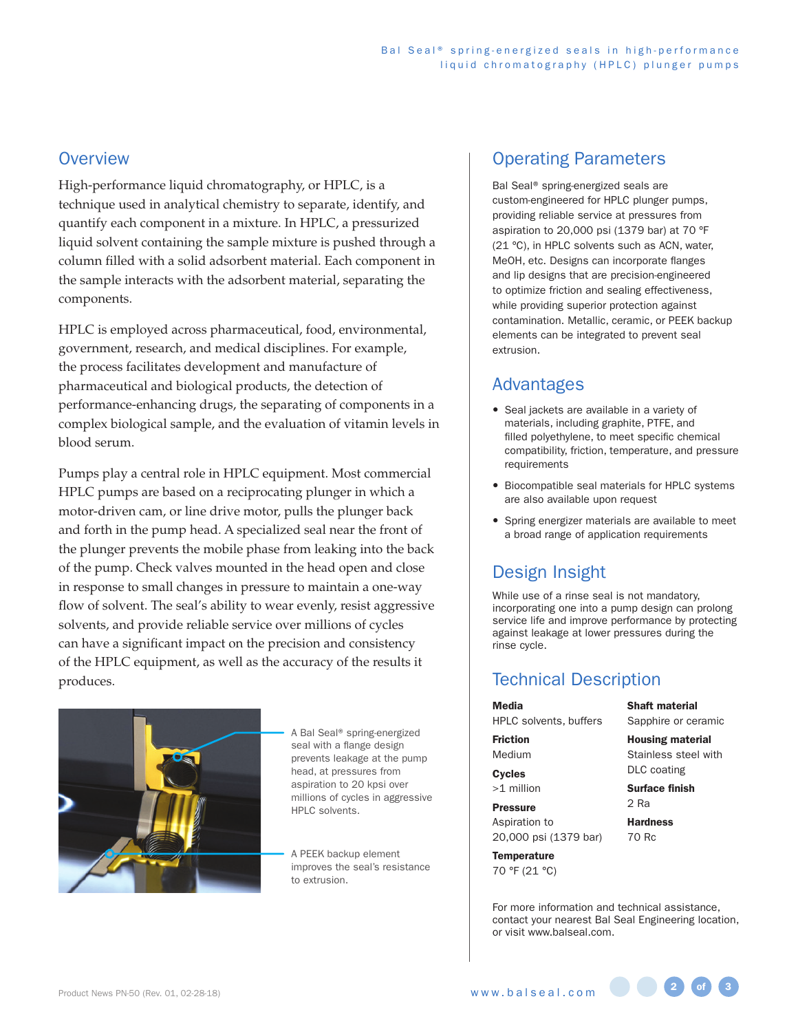## Overview

High-performance liquid chromatography, or HPLC, is a technique used in analytical chemistry to separate, identify, and quantify each component in a mixture. In HPLC, a pressurized liquid solvent containing the sample mixture is pushed through a column filled with a solid adsorbent material. Each component in the sample interacts with the adsorbent material, separating the components.

HPLC is employed across pharmaceutical, food, environmental, government, research, and medical disciplines. For example, the process facilitates development and manufacture of pharmaceutical and biological products, the detection of performance-enhancing drugs, the separating of components in a complex biological sample, and the evaluation of vitamin levels in blood serum.

Pumps play a central role in HPLC equipment. Most commercial HPLC pumps are based on a reciprocating plunger in which a motor-driven cam, or line drive motor, pulls the plunger back and forth in the pump head. A specialized seal near the front of the plunger prevents the mobile phase from leaking into the back of the pump. Check valves mounted in the head open and close in response to small changes in pressure to maintain a one-way flow of solvent. The seal's ability to wear evenly, resist aggressive solvents, and provide reliable service over millions of cycles can have a significant impact on the precision and consistency of the HPLC equipment, as well as the accuracy of the results it produces.

A Bal Seal® spring-energized seal with a flange design prevents leakage at the pump head, at pressures from aspiration to 20 kpsi over millions of cycles in aggressive HPLC solvents.

A PEEK backup element improves the seal's resistance to extrusion.

## Operating Parameters

Bal Seal® spring-energized seals are custom-engineered for HPLC plunger pumps, providing reliable service at pressures from aspiration to 20,000 psi (1379 bar) at 70 °F (21 °C), in HPLC solvents such as ACN, water, MeOH, etc. Designs can incorporate flanges and lip designs that are precision-engineered to optimize friction and sealing effectiveness, while providing superior protection against contamination. Metallic, ceramic, or PEEK backup elements can be integrated to prevent seal extrusion.

## Advantages

- Seal jackets are available in a variety of materials, including graphite, PTFE, and filled polyethylene, to meet specific chemical compatibility, friction, temperature, and pressure requirements
- Biocompatible seal materials for HPLC systems are also available upon request
- Spring energizer materials are available to meet a broad range of application requirements

## Design Insight

While use of a rinse seal is not mandatory, incorporating one into a pump design can prolong service life and improve performance by protecting against leakage at lower pressures during the rinse cycle.

## Technical Description

**Media**
HPLC solvents, buffers

**Friction**
Medium

**Cycles**
>1 million

**Pressure**
Aspiration to 20,000 psi (1379 bar)

**Temperature**
70 °F (21 °C)

**Shaft material**
Sapphire or ceramic

**Housing material**
Stainless steel with DLC coating

**Surface finish**
2 Ra

**Hardness**
70 Rc

For more information and technical assistance, contact your nearest Bal Seal Engineering location, or visit www.balseal.com.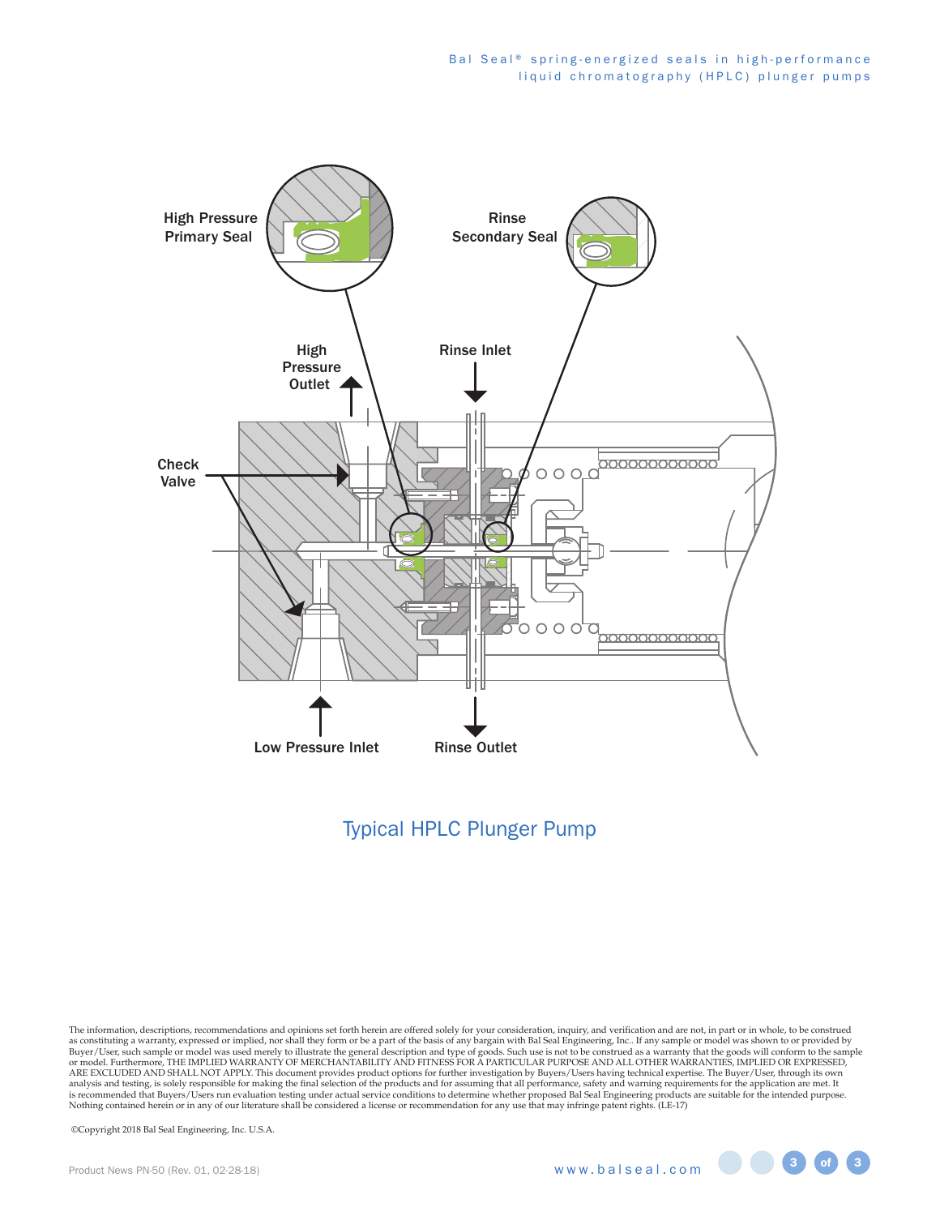High Pressure Primary Seal

Rinse Secondary Seal

High Pressure Outlet

Rinse Inlet

Check Valve

Low Pressure Inlet

Rinse Outlet

Typical HPLC Plunger Pump

The information, descriptions, recommendations and opinions set forth herein are offered solely for your consideration, inquiry, and verification and are not, in part or in whole, to be construed as constituting a warranty, expressed or implied, nor shall they form or be a part of the basis of any bargain with Bal Seal Engineering, Inc.. If any sample or model was shown to or provided by Buyer/User, such sample or model was used merely to illustrate the general description and type of goods. Such use is not to be construed as a warranty that the goods will conform to the sample or model. Furthermore, THE IMPLIED WARRANTY OF MERCHANTABILITY AND FITNESS FOR A PARTICULAR PURPOSE AND ALL OTHER WARRANTIES, IMPLIED OR EXPRESSED, ARE EXCLUDED AND SHALL NOT APPLY. This document provides product options for further investigation by Buyers/Users having technical expertise. The Buyer/User, through its own analysis and testing, is solely responsible for making the final selection of the products and for assuming that all performance, safety and warning requirements for the application are met. It is recommended that Buyers/Users run evaluation testing under actual service conditions to determine whether proposed Bal Seal Engineering products are suitable for the intended purpose. Nothing contained herein or in any of our literature shall be considered a license or recommendation for any use that may infringe patent rights. (LE-17)

©Copyright 2018 Bal Seal Engineering, Inc. U.S.A.

Product News PN-50 (Rev. 01, 02-28-18)

www.balseal.com